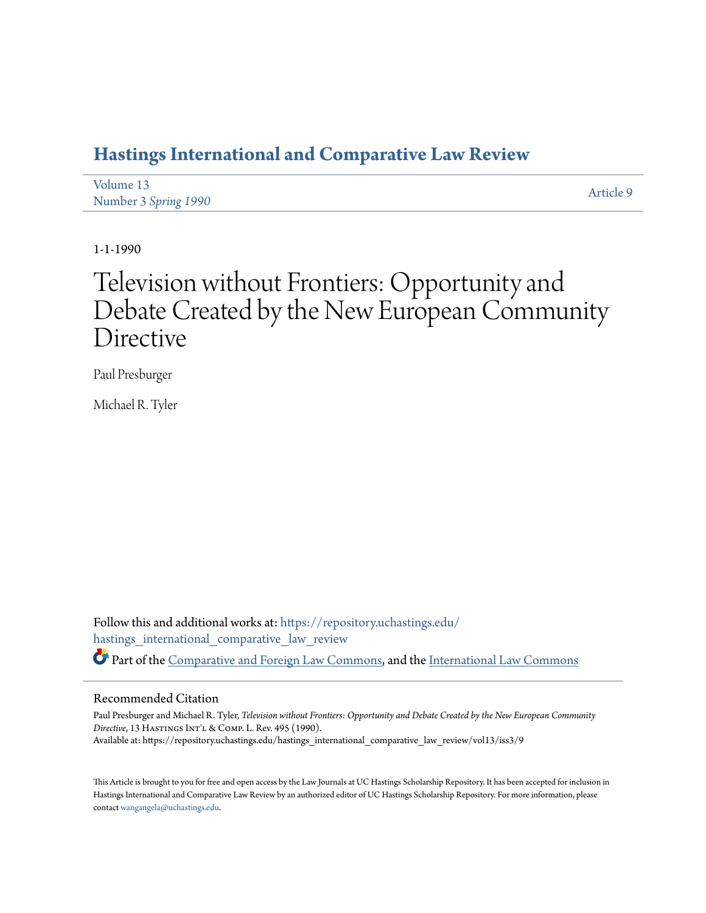# Hastings International and Comparative Law Review

Volume 13
Number 3 *Spring 1990*

Article 9

1-1-1990

# Television without Frontiers: Opportunity and Debate Created by the New European Community Directive

Paul Presburger

Michael R. Tyler

Follow this and additional works at: https://repository.uchastings.edu/hastings_international_comparative_law_review

Part of the Comparative and Foreign Law Commons, and the International Law Commons

## Recommended Citation

Paul Presburger and Michael R. Tyler, *Television without Frontiers: Opportunity and Debate Created by the New European Community Directive*, 13 Hastings Int'l & Comp. L. Rev. 495 (1990).
Available at: https://repository.uchastings.edu/hastings_international_comparative_law_review/vol13/iss3/9

This Article is brought to you for free and open access by the Law Journals at UC Hastings Scholarship Repository. It has been accepted for inclusion in Hastings International and Comparative Law Review by an authorized editor of UC Hastings Scholarship Repository. For more information, please contact wangangela@uchastings.edu.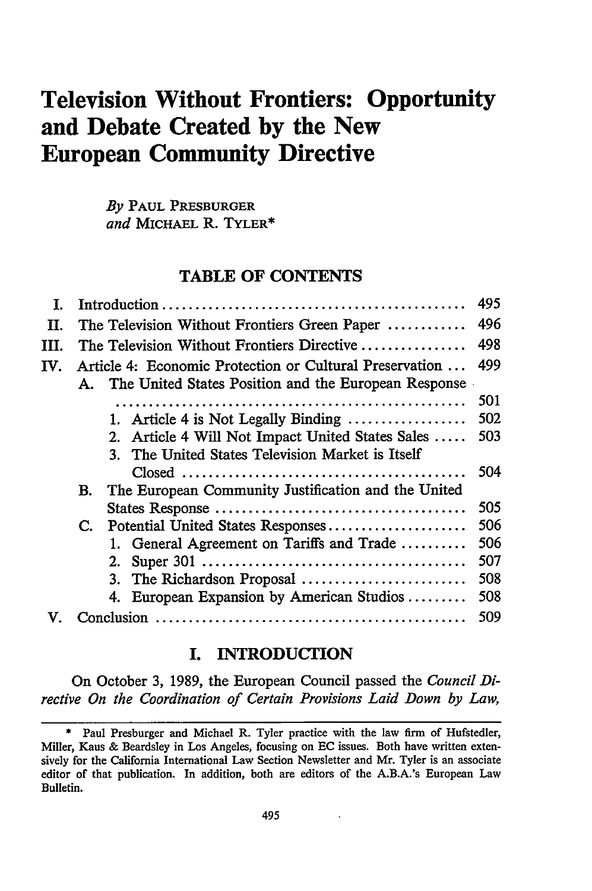# Television Without Frontiers: Opportunity and Debate Created by the New European Community Directive

*By* PAUL PRESBURGER
*and* MICHAEL R. TYLER*

## TABLE OF CONTENTS

| | | |
|---|---|---|
| I. | Introduction | 495 |
| II. | The Television Without Frontiers Green Paper | 496 |
| III. | The Television Without Frontiers Directive | 498 |
| IV. | Article 4: Economic Protection or Cultural Preservation | 499 |
| | A. The United States Position and the European Response | 501 |
| | 1. Article 4 is Not Legally Binding | 502 |
| | 2. Article 4 Will Not Impact United States Sales | 503 |
| | 3. The United States Television Market is Itself Closed | 504 |
| | B. The European Community Justification and the United States Response | 505 |
| | C. Potential United States Responses | 506 |
| | 1. General Agreement on Tariffs and Trade | 506 |
| | 2. Super 301 | 507 |
| | 3. The Richardson Proposal | 508 |
| | 4. European Expansion by American Studios | 508 |
| V. | Conclusion | 509 |

## I. INTRODUCTION

On October 3, 1989, the European Council passed the *Council Directive On the Coordination of Certain Provisions Laid Down by Law,*

---

\* Paul Presburger and Michael R. Tyler practice with the law firm of Hufstedler, Miller, Kaus & Beardsley in Los Angeles, focusing on EC issues. Both have written extensively for the California International Law Section Newsletter and Mr. Tyler is an associate editor of that publication. In addition, both are editors of the A.B.A.'s European Law Bulletin.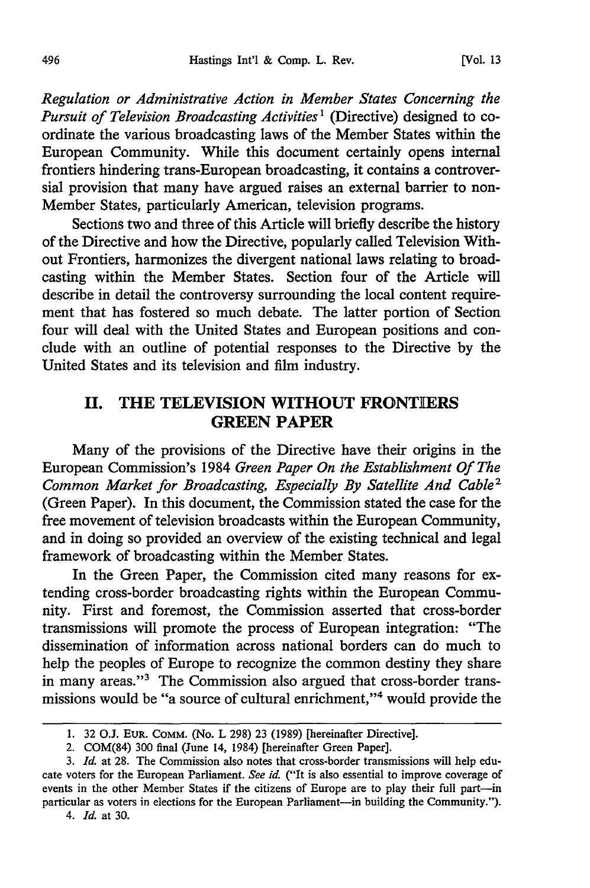*Regulation or Administrative Action in Member States Concerning the Pursuit of Television Broadcasting Activities*[1] (Directive) designed to coordinate the various broadcasting laws of the Member States within the European Community. While this document certainly opens internal frontiers hindering trans-European broadcasting, it contains a controversial provision that many have argued raises an external barrier to non-Member States, particularly American, television programs.

Sections two and three of this Article will briefly describe the history of the Directive and how the Directive, popularly called Television Without Frontiers, harmonizes the divergent national laws relating to broadcasting within the Member States. Section four of the Article will describe in detail the controversy surrounding the local content requirement that has fostered so much debate. The latter portion of Section four will deal with the United States and European positions and conclude with an outline of potential responses to the Directive by the United States and its television and film industry.

## II. THE TELEVISION WITHOUT FRONTIERS GREEN PAPER

Many of the provisions of the Directive have their origins in the European Commission's 1984 *Green Paper On the Establishment Of The Common Market for Broadcasting, Especially By Satellite And Cable*[2] (Green Paper). In this document, the Commission stated the case for the free movement of television broadcasts within the European Community, and in doing so provided an overview of the existing technical and legal framework of broadcasting within the Member States.

In the Green Paper, the Commission cited many reasons for extending cross-border broadcasting rights within the European Community. First and foremost, the Commission asserted that cross-border transmissions will promote the process of European integration: "The dissemination of information across national borders can do much to help the peoples of Europe to recognize the common destiny they share in many areas."[3] The Commission also argued that cross-border transmissions would be "a source of cultural enrichment,"[4] would provide the

---

1. 32 O.J. EUR. COMM. (No. L 298) 23 (1989) [hereinafter Directive].

2. COM(84) 300 final (June 14, 1984) [hereinafter Green Paper].

3. *Id.* at 28. The Commission also notes that cross-border transmissions will help educate voters for the European Parliament. *See id.* ("It is also essential to improve coverage of events in the other Member States if the citizens of Europe are to play their full part—in particular as voters in elections for the European Parliament—in building the Community.").

4. *Id.* at 30.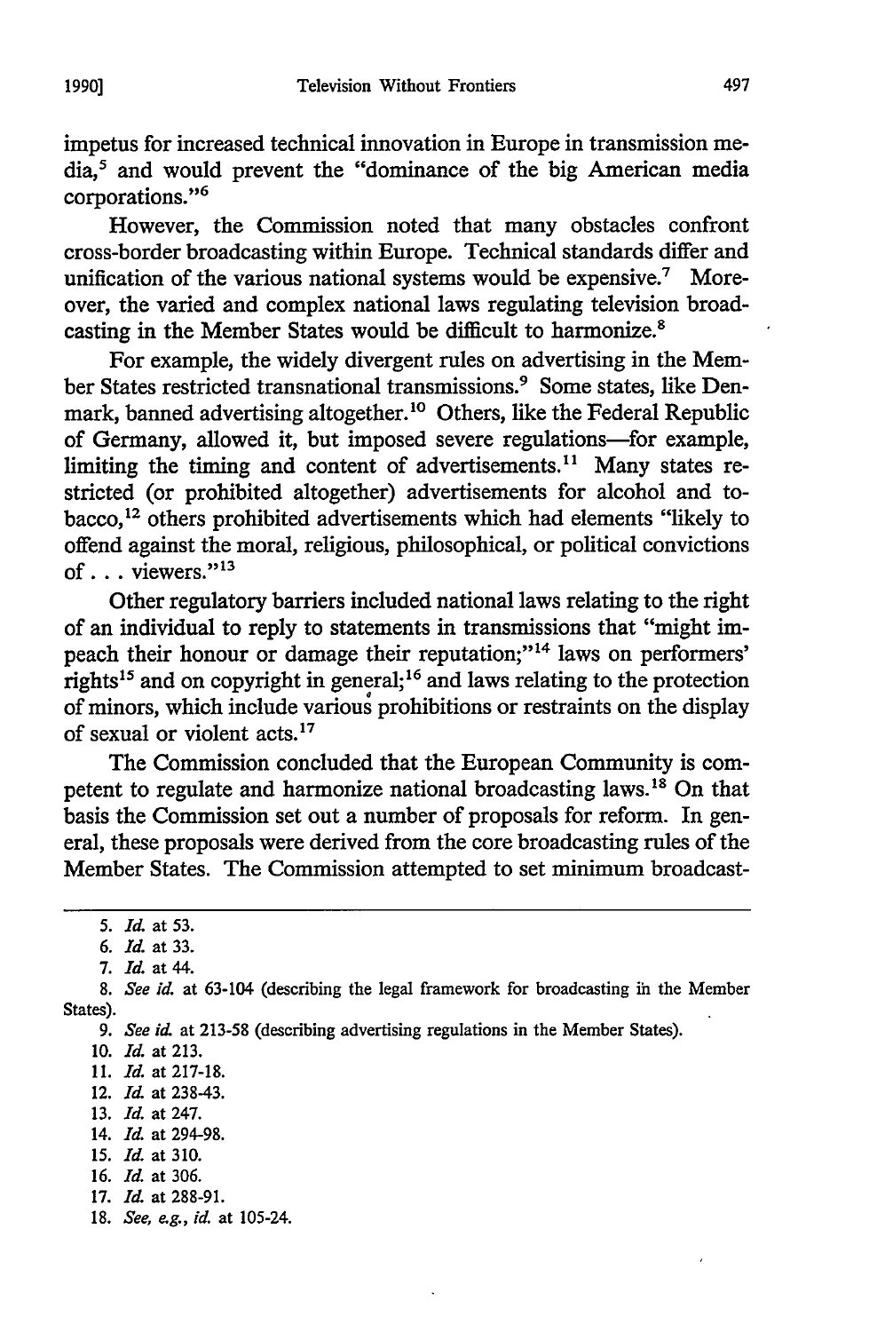impetus for increased technical innovation in Europe in transmission media,[5] and would prevent the "dominance of the big American media corporations."[6]

However, the Commission noted that many obstacles confront cross-border broadcasting within Europe. Technical standards differ and unification of the various national systems would be expensive.[7] Moreover, the varied and complex national laws regulating television broadcasting in the Member States would be difficult to harmonize.[8]

For example, the widely divergent rules on advertising in the Member States restricted transnational transmissions.[9] Some states, like Denmark, banned advertising altogether.[10] Others, like the Federal Republic of Germany, allowed it, but imposed severe regulations—for example, limiting the timing and content of advertisements.[11] Many states restricted (or prohibited altogether) advertisements for alcohol and tobacco,[12] others prohibited advertisements which had elements "likely to offend against the moral, religious, philosophical, or political convictions of . . . viewers."[13]

Other regulatory barriers included national laws relating to the right of an individual to reply to statements in transmissions that "might impeach their honour or damage their reputation;"[14] laws on performers' rights[15] and on copyright in general;[16] and laws relating to the protection of minors, which include various prohibitions or restraints on the display of sexual or violent acts.[17]

The Commission concluded that the European Community is competent to regulate and harmonize national broadcasting laws.[18] On that basis the Commission set out a number of proposals for reform. In general, these proposals were derived from the core broadcasting rules of the Member States. The Commission attempted to set minimum broadcast-

---

5. *Id.* at 53.
6. *Id.* at 33.
7. *Id.* at 44.
8. *See id.* at 63-104 (describing the legal framework for broadcasting in the Member States).
9. *See id.* at 213-58 (describing advertising regulations in the Member States).
10. *Id.* at 213.
11. *Id.* at 217-18.
12. *Id.* at 238-43.
13. *Id.* at 247.
14. *Id.* at 294-98.
15. *Id.* at 310.
16. *Id.* at 306.
17. *Id.* at 288-91.
18. *See, e.g., id.* at 105-24.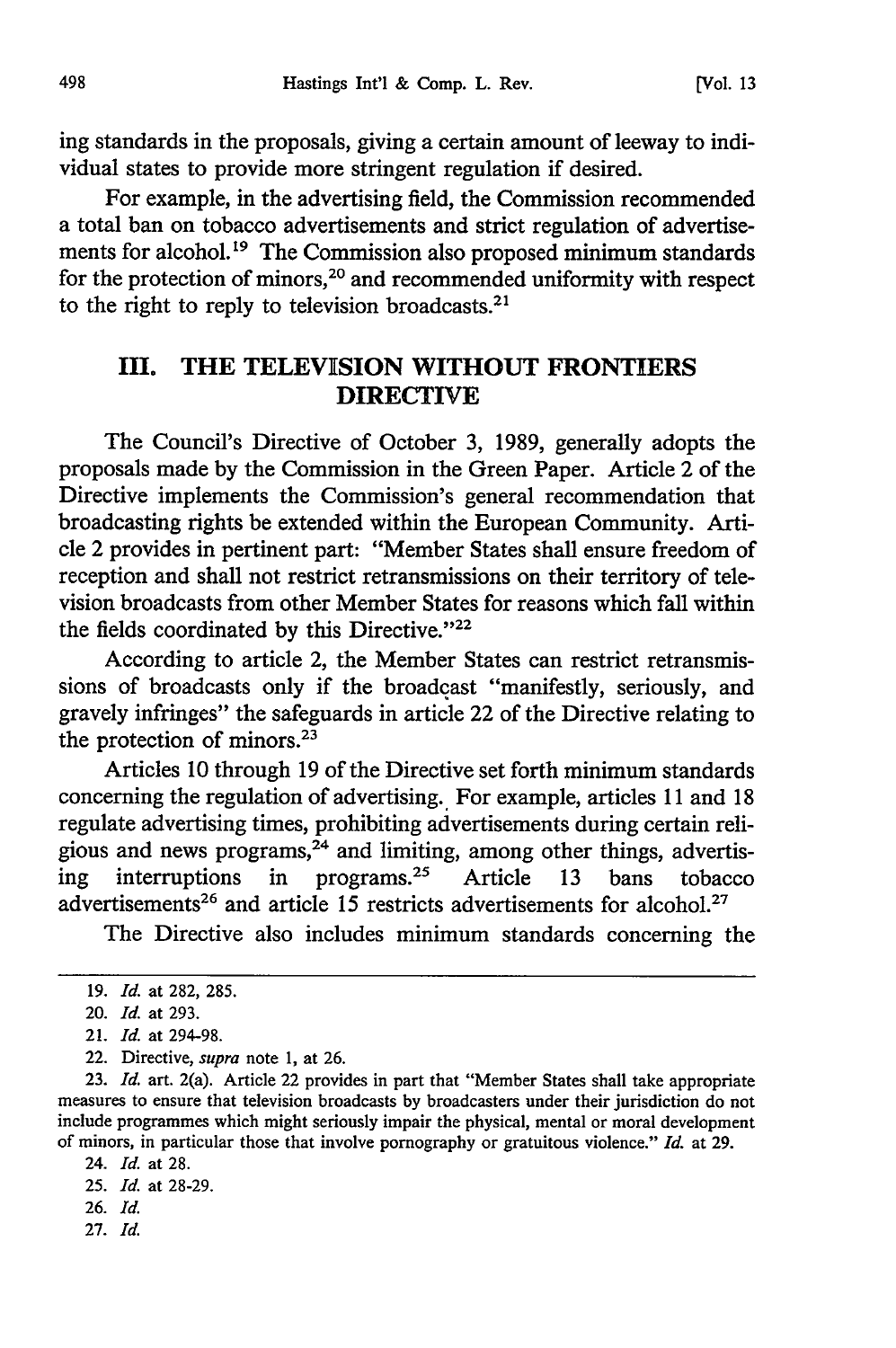ing standards in the proposals, giving a certain amount of leeway to individual states to provide more stringent regulation if desired.

For example, in the advertising field, the Commission recommended a total ban on tobacco advertisements and strict regulation of advertisements for alcohol.[19] The Commission also proposed minimum standards for the protection of minors,[20] and recommended uniformity with respect to the right to reply to television broadcasts.[21]

## III. THE TELEVISION WITHOUT FRONTIERS DIRECTIVE

The Council's Directive of October 3, 1989, generally adopts the proposals made by the Commission in the Green Paper. Article 2 of the Directive implements the Commission's general recommendation that broadcasting rights be extended within the European Community. Article 2 provides in pertinent part: "Member States shall ensure freedom of reception and shall not restrict retransmissions on their territory of television broadcasts from other Member States for reasons which fall within the fields coordinated by this Directive."[22]

According to article 2, the Member States can restrict retransmissions of broadcasts only if the broadcast "manifestly, seriously, and gravely infringes" the safeguards in article 22 of the Directive relating to the protection of minors.[23]

Articles 10 through 19 of the Directive set forth minimum standards concerning the regulation of advertising. For example, articles 11 and 18 regulate advertising times, prohibiting advertisements during certain religious and news programs,[24] and limiting, among other things, advertising interruptions in programs.[25] Article 13 bans tobacco advertisements[26] and article 15 restricts advertisements for alcohol.[27]

The Directive also includes minimum standards concerning the

---

19. *Id.* at 282, 285.

20. *Id.* at 293.

21. *Id.* at 294-98.

22. Directive, *supra* note 1, at 26.

23. *Id.* art. 2(a). Article 22 provides in part that "Member States shall take appropriate measures to ensure that television broadcasts by broadcasters under their jurisdiction do not include programmes which might seriously impair the physical, mental or moral development of minors, in particular those that involve pornography or gratuitous violence." *Id.* at 29.

24. *Id.* at 28.

25. *Id.* at 28-29.

26. *Id.*

27. *Id.*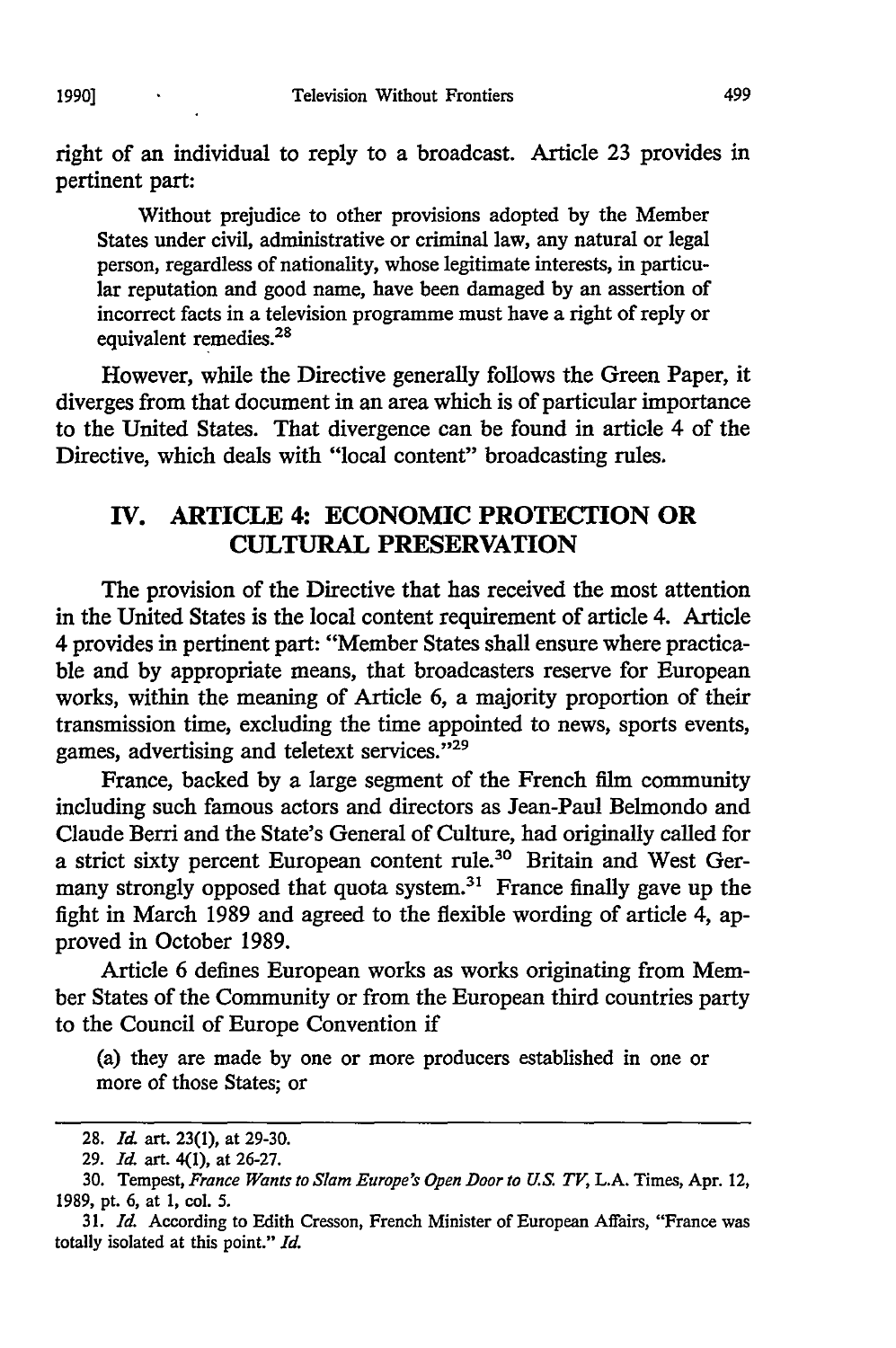right of an individual to reply to a broadcast. Article 23 provides in pertinent part:

> Without prejudice to other provisions adopted by the Member States under civil, administrative or criminal law, any natural or legal person, regardless of nationality, whose legitimate interests, in particular reputation and good name, have been damaged by an assertion of incorrect facts in a television programme must have a right of reply or equivalent remedies.[28]

However, while the Directive generally follows the Green Paper, it diverges from that document in an area which is of particular importance to the United States. That divergence can be found in article 4 of the Directive, which deals with "local content" broadcasting rules.

## IV. ARTICLE 4: ECONOMIC PROTECTION OR CULTURAL PRESERVATION

The provision of the Directive that has received the most attention in the United States is the local content requirement of article 4. Article 4 provides in pertinent part: "Member States shall ensure where practicable and by appropriate means, that broadcasters reserve for European works, within the meaning of Article 6, a majority proportion of their transmission time, excluding the time appointed to news, sports events, games, advertising and teletext services."[29]

France, backed by a large segment of the French film community including such famous actors and directors as Jean-Paul Belmondo and Claude Berri and the State's General of Culture, had originally called for a strict sixty percent European content rule.[30] Britain and West Germany strongly opposed that quota system.[31] France finally gave up the fight in March 1989 and agreed to the flexible wording of article 4, approved in October 1989.

Article 6 defines European works as works originating from Member States of the Community or from the European third countries party to the Council of Europe Convention if

> (a) they are made by one or more producers established in one or more of those States; or

---

28. *Id.* art. 23(1), at 29-30.

29. *Id.* art. 4(1), at 26-27.

30. Tempest, *France Wants to Slam Europe's Open Door to U.S. TV*, L.A. Times, Apr. 12, 1989, pt. 6, at 1, col. 5.

31. *Id.* According to Edith Cresson, French Minister of European Affairs, "France was totally isolated at this point." *Id.*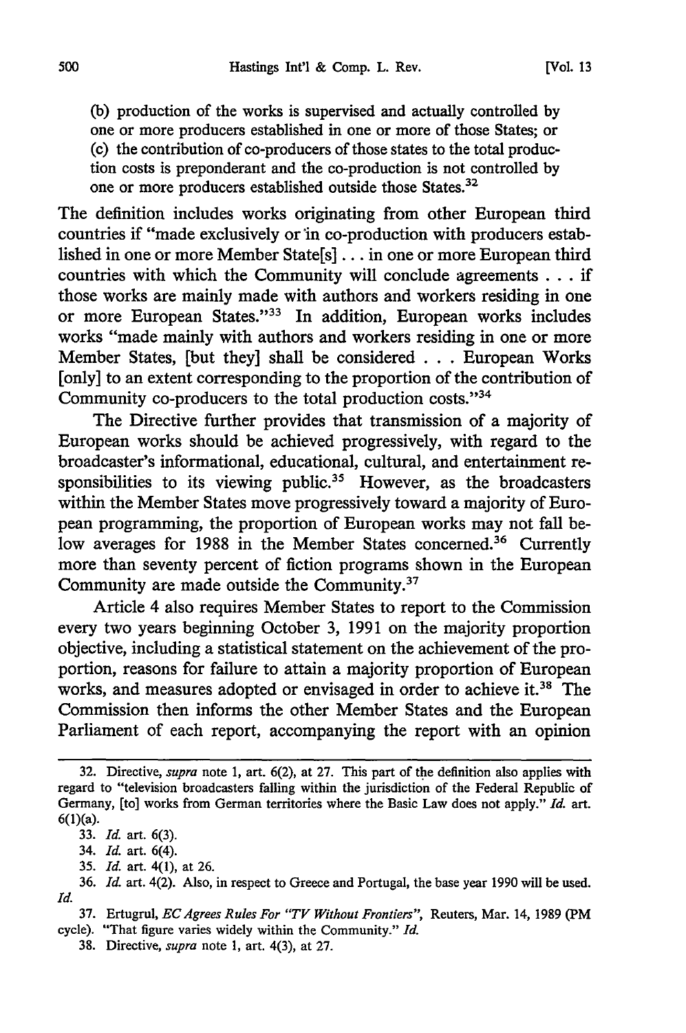(b) production of the works is supervised and actually controlled by one or more producers established in one or more of those States; or

(c) the contribution of co-producers of those states to the total production costs is preponderant and the co-production is not controlled by one or more producers established outside those States.[32]

The definition includes works originating from other European third countries if "made exclusively or in co-production with producers established in one or more Member State[s] . . . in one or more European third countries with which the Community will conclude agreements . . . if those works are mainly made with authors and workers residing in one or more European States."[33] In addition, European works includes works "made mainly with authors and workers residing in one or more Member States, [but they] shall be considered . . . European Works [only] to an extent corresponding to the proportion of the contribution of Community co-producers to the total production costs."[34]

The Directive further provides that transmission of a majority of European works should be achieved progressively, with regard to the broadcaster's informational, educational, cultural, and entertainment responsibilities to its viewing public.[35] However, as the broadcasters within the Member States move progressively toward a majority of European programming, the proportion of European works may not fall below averages for 1988 in the Member States concerned.[36] Currently more than seventy percent of fiction programs shown in the European Community are made outside the Community.[37]

Article 4 also requires Member States to report to the Commission every two years beginning October 3, 1991 on the majority proportion objective, including a statistical statement on the achievement of the proportion, reasons for failure to attain a majority proportion of European works, and measures adopted or envisaged in order to achieve it.[38] The Commission then informs the other Member States and the European Parliament of each report, accompanying the report with an opinion

---

32. Directive, *supra* note 1, art. 6(2), at 27. This part of the definition also applies with regard to "television broadcasters falling within the jurisdiction of the Federal Republic of Germany, [to] works from German territories where the Basic Law does not apply." *Id.* art. 6(1)(a).

33. *Id.* art. 6(3).

34. *Id.* art. 6(4).

35. *Id.* art. 4(1), at 26.

36. *Id.* art. 4(2). Also, in respect to Greece and Portugal, the base year 1990 will be used. *Id.*

37. Ertugrul, *EC Agrees Rules For "TV Without Frontiers"*, Reuters, Mar. 14, 1989 (PM cycle). "That figure varies widely within the Community." *Id.*

38. Directive, *supra* note 1, art. 4(3), at 27.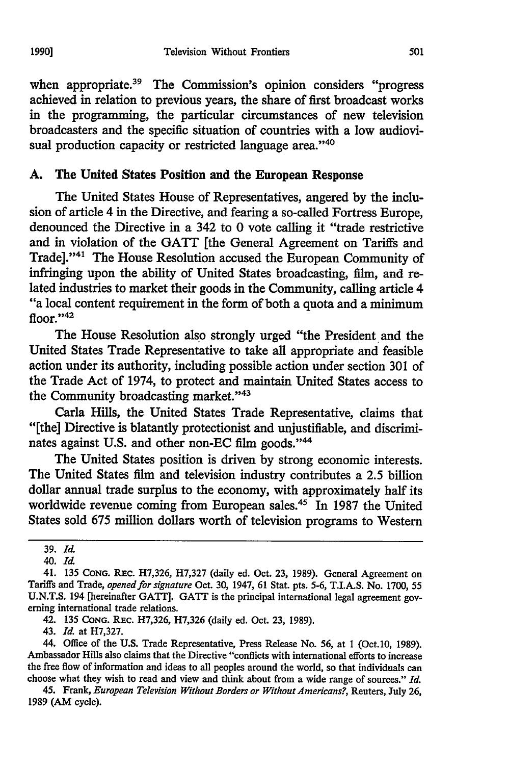when appropriate.[39] The Commission's opinion considers "progress achieved in relation to previous years, the share of first broadcast works in the programming, the particular circumstances of new television broadcasters and the specific situation of countries with a low audiovisual production capacity or restricted language area."[40]

### A. The United States Position and the European Response

The United States House of Representatives, angered by the inclusion of article 4 in the Directive, and fearing a so-called Fortress Europe, denounced the Directive in a 342 to 0 vote calling it "trade restrictive and in violation of the GATT [the General Agreement on Tariffs and Trade]."[41] The House Resolution accused the European Community of infringing upon the ability of United States broadcasting, film, and related industries to market their goods in the Community, calling article 4 "a local content requirement in the form of both a quota and a minimum floor."[42]

The House Resolution also strongly urged "the President and the United States Trade Representative to take all appropriate and feasible action under its authority, including possible action under section 301 of the Trade Act of 1974, to protect and maintain United States access to the Community broadcasting market."[43]

Carla Hills, the United States Trade Representative, claims that "[the] Directive is blatantly protectionist and unjustifiable, and discriminates against U.S. and other non-EC film goods."[44]

The United States position is driven by strong economic interests. The United States film and television industry contributes a 2.5 billion dollar annual trade surplus to the economy, with approximately half its worldwide revenue coming from European sales.[45] In 1987 the United States sold 675 million dollars worth of television programs to Western

---

39. *Id.*

40. *Id.*

41. 135 CONG. REC. H7,326, H7,327 (daily ed. Oct. 23, 1989). General Agreement on Tariffs and Trade, *opened for signature* Oct. 30, 1947, 61 Stat. pts. 5-6, T.I.A.S. No. 1700, 55 U.N.T.S. 194 [hereinafter GATT]. GATT is the principal international legal agreement governing international trade relations.

42. 135 CONG. REC. H7,326, H7,326 (daily ed. Oct. 23, 1989).

43. *Id.* at H7,327.

44. Office of the U.S. Trade Representative, Press Release No. 56, at 1 (Oct.10, 1989). Ambassador Hills also claims that the Directive "conflicts with international efforts to increase the free flow of information and ideas to all peoples around the world, so that individuals can choose what they wish to read and view and think about from a wide range of sources." *Id.*

45. Frank, *European Television Without Borders or Without Americans?*, Reuters, July 26, 1989 (AM cycle).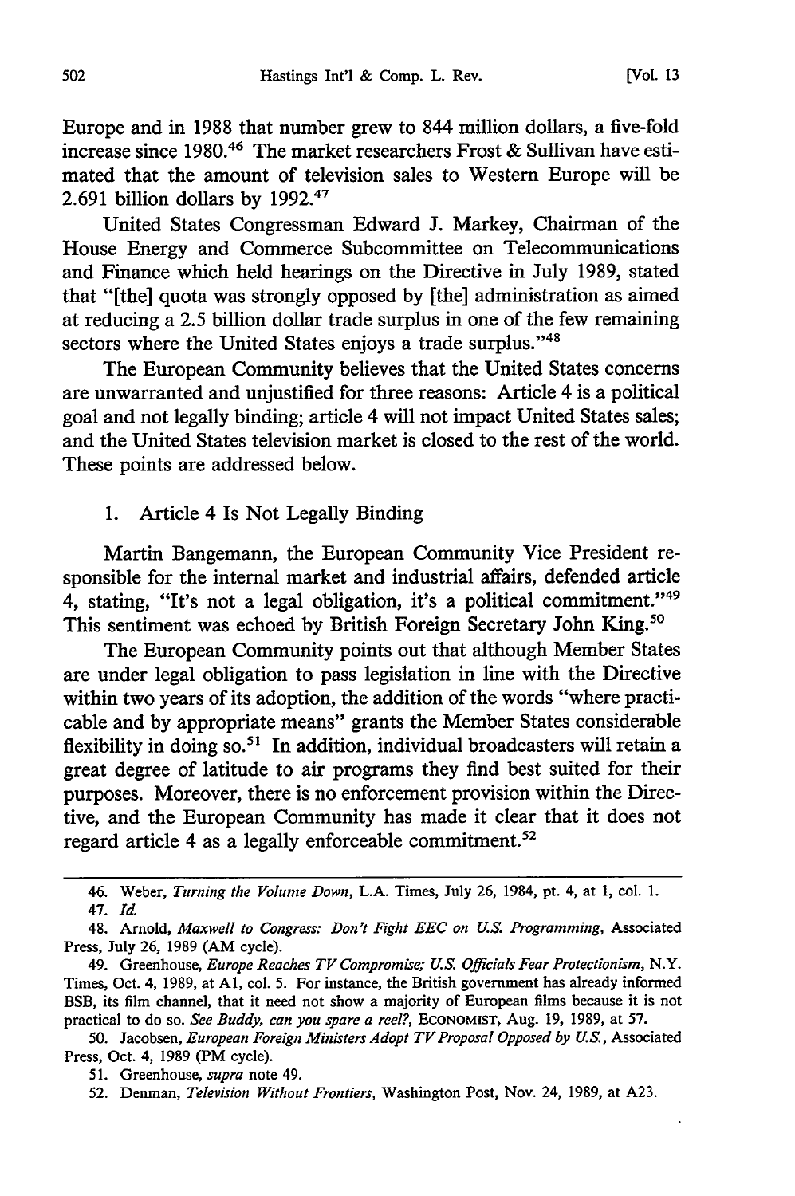Europe and in 1988 that number grew to 844 million dollars, a five-fold increase since 1980.[46] The market researchers Frost & Sullivan have estimated that the amount of television sales to Western Europe will be 2.691 billion dollars by 1992.[47]

United States Congressman Edward J. Markey, Chairman of the House Energy and Commerce Subcommittee on Telecommunications and Finance which held hearings on the Directive in July 1989, stated that "[the] quota was strongly opposed by [the] administration as aimed at reducing a 2.5 billion dollar trade surplus in one of the few remaining sectors where the United States enjoys a trade surplus."[48]

The European Community believes that the United States concerns are unwarranted and unjustified for three reasons: Article 4 is a political goal and not legally binding; article 4 will not impact United States sales; and the United States television market is closed to the rest of the world. These points are addressed below.

### 1. Article 4 Is Not Legally Binding

Martin Bangemann, the European Community Vice President responsible for the internal market and industrial affairs, defended article 4, stating, "It's not a legal obligation, it's a political commitment."[49] This sentiment was echoed by British Foreign Secretary John King.[50]

The European Community points out that although Member States are under legal obligation to pass legislation in line with the Directive within two years of its adoption, the addition of the words "where practicable and by appropriate means" grants the Member States considerable flexibility in doing so.[51] In addition, individual broadcasters will retain a great degree of latitude to air programs they find best suited for their purposes. Moreover, there is no enforcement provision within the Directive, and the European Community has made it clear that it does not regard article 4 as a legally enforceable commitment.[52]

---

46. Weber, *Turning the Volume Down*, L.A. Times, July 26, 1984, pt. 4, at 1, col. 1.

47. *Id.*

48. Arnold, *Maxwell to Congress: Don't Fight EEC on U.S. Programming*, Associated Press, July 26, 1989 (AM cycle).

49. Greenhouse, *Europe Reaches TV Compromise; U.S. Officials Fear Protectionism*, N.Y. Times, Oct. 4, 1989, at A1, col. 5. For instance, the British government has already informed BSB, its film channel, that it need not show a majority of European films because it is not practical to do so. *See Buddy, can you spare a reel?*, ECONOMIST, Aug. 19, 1989, at 57.

50. Jacobsen, *European Foreign Ministers Adopt TV Proposal Opposed by U.S.*, Associated Press, Oct. 4, 1989 (PM cycle).

51. Greenhouse, *supra* note 49.

52. Denman, *Television Without Frontiers*, Washington Post, Nov. 24, 1989, at A23.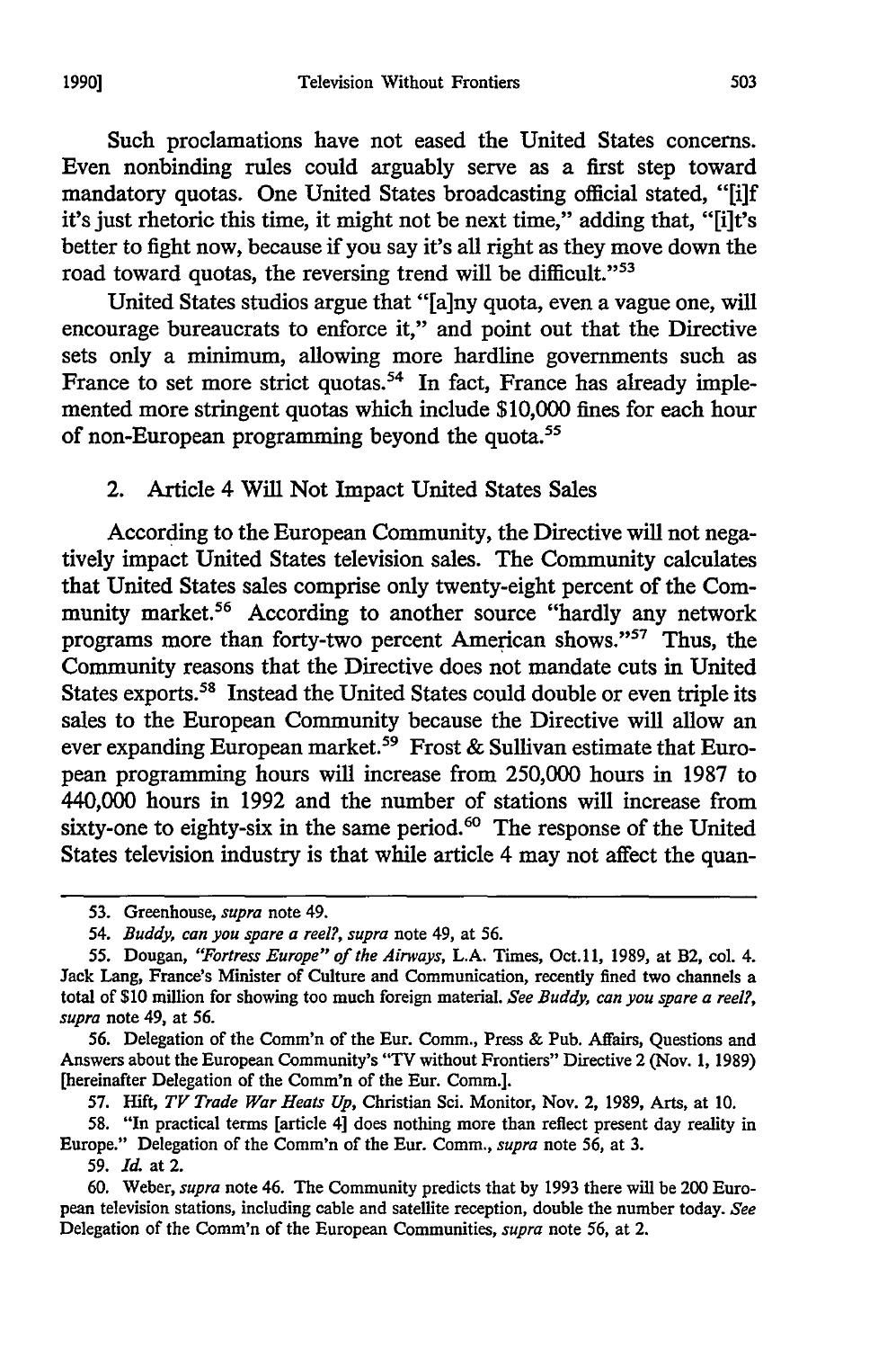Such proclamations have not eased the United States concerns. Even nonbinding rules could arguably serve as a first step toward mandatory quotas. One United States broadcasting official stated, "[i]f it's just rhetoric this time, it might not be next time," adding that, "[i]t's better to fight now, because if you say it's all right as they move down the road toward quotas, the reversing trend will be difficult."[53]

United States studios argue that "[a]ny quota, even a vague one, will encourage bureaucrats to enforce it," and point out that the Directive sets only a minimum, allowing more hardline governments such as France to set more strict quotas.[54] In fact, France has already implemented more stringent quotas which include $10,000 fines for each hour of non-European programming beyond the quota.[55]

### 2. Article 4 Will Not Impact United States Sales

According to the European Community, the Directive will not negatively impact United States television sales. The Community calculates that United States sales comprise only twenty-eight percent of the Community market.[56] According to another source "hardly any network programs more than forty-two percent American shows."[57] Thus, the Community reasons that the Directive does not mandate cuts in United States exports.[58] Instead the United States could double or even triple its sales to the European Community because the Directive will allow an ever expanding European market.[59] Frost & Sullivan estimate that European programming hours will increase from 250,000 hours in 1987 to 440,000 hours in 1992 and the number of stations will increase from sixty-one to eighty-six in the same period.[60] The response of the United States television industry is that while article 4 may not affect the quan-

---

53. Greenhouse, *supra* note 49.

54. *Buddy, can you spare a reel?*, *supra* note 49, at 56.

55. Dougan, *"Fortress Europe" of the Airways*, L.A. Times, Oct.11, 1989, at B2, col. 4. Jack Lang, France's Minister of Culture and Communication, recently fined two channels a total of $10 million for showing too much foreign material. *See Buddy, can you spare a reel?*, *supra* note 49, at 56.

56. Delegation of the Comm'n of the Eur. Comm., Press & Pub. Affairs, Questions and Answers about the European Community's "TV without Frontiers" Directive 2 (Nov. 1, 1989) [hereinafter Delegation of the Comm'n of the Eur. Comm.].

57. Hift, *TV Trade War Heats Up*, Christian Sci. Monitor, Nov. 2, 1989, Arts, at 10.

58. "In practical terms [article 4] does nothing more than reflect present day reality in Europe." Delegation of the Comm'n of the Eur. Comm., *supra* note 56, at 3.

59. *Id.* at 2.

60. Weber, *supra* note 46. The Community predicts that by 1993 there will be 200 European television stations, including cable and satellite reception, double the number today. *See* Delegation of the Comm'n of the European Communities, *supra* note 56, at 2.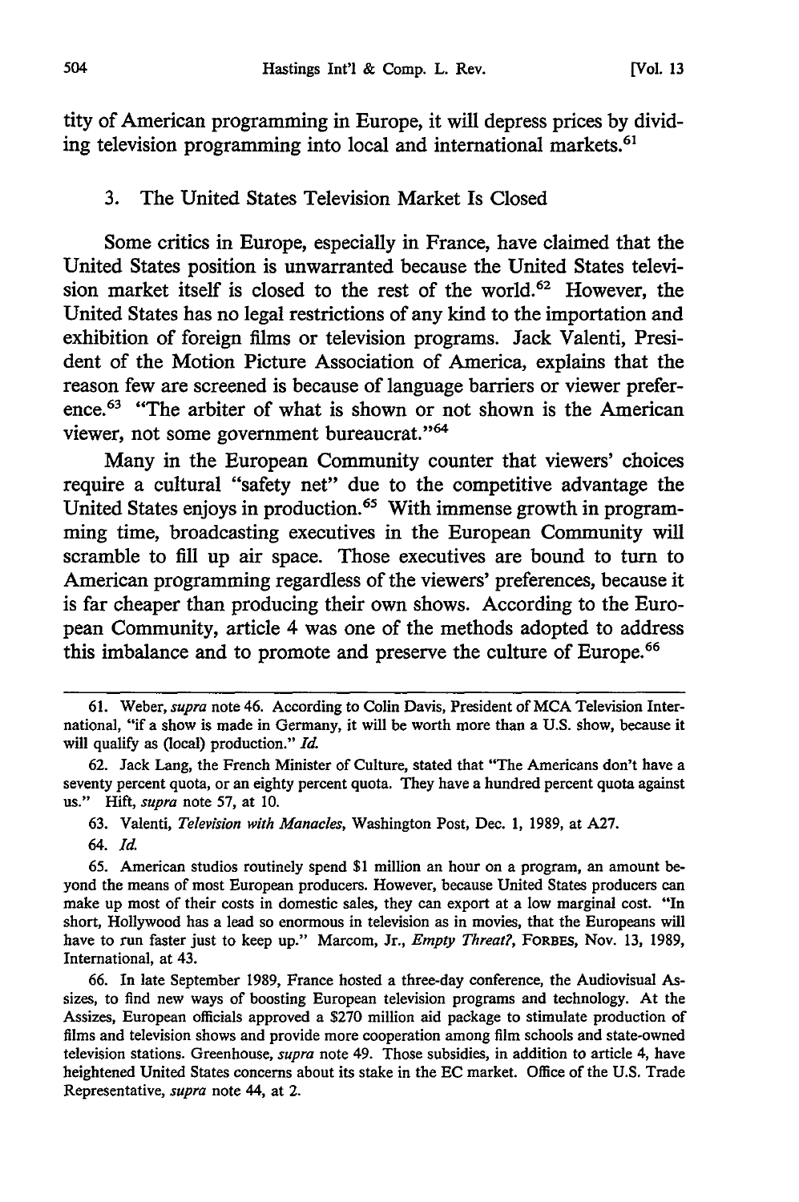tity of American programming in Europe, it will depress prices by dividing television programming into local and international markets.[61]

### 3. The United States Television Market Is Closed

Some critics in Europe, especially in France, have claimed that the United States position is unwarranted because the United States television market itself is closed to the rest of the world.[62] However, the United States has no legal restrictions of any kind to the importation and exhibition of foreign films or television programs. Jack Valenti, President of the Motion Picture Association of America, explains that the reason few are screened is because of language barriers or viewer preference.[63] "The arbiter of what is shown or not shown is the American viewer, not some government bureaucrat."[64]

Many in the European Community counter that viewers' choices require a cultural "safety net" due to the competitive advantage the United States enjoys in production.[65] With immense growth in programming time, broadcasting executives in the European Community will scramble to fill up air space. Those executives are bound to turn to American programming regardless of the viewers' preferences, because it is far cheaper than producing their own shows. According to the European Community, article 4 was one of the methods adopted to address this imbalance and to promote and preserve the culture of Europe.[66]

---

61. Weber, *supra* note 46. According to Colin Davis, President of MCA Television International, "if a show is made in Germany, it will be worth more than a U.S. show, because it will qualify as (local) production." *Id.*

62. Jack Lang, the French Minister of Culture, stated that "The Americans don't have a seventy percent quota, or an eighty percent quota. They have a hundred percent quota against us." Hift, *supra* note 57, at 10.

63. Valenti, *Television with Manacles*, Washington Post, Dec. 1, 1989, at A27.

64. *Id.*

65. American studios routinely spend $1 million an hour on a program, an amount beyond the means of most European producers. However, because United States producers can make up most of their costs in domestic sales, they can export at a low marginal cost. "In short, Hollywood has a lead so enormous in television as in movies, that the Europeans will have to run faster just to keep up." Marcom, Jr., *Empty Threat?*, FORBES, Nov. 13, 1989, International, at 43.

66. In late September 1989, France hosted a three-day conference, the Audiovisual Assizes, to find new ways of boosting European television programs and technology. At the Assizes, European officials approved a $270 million aid package to stimulate production of films and television shows and provide more cooperation among film schools and state-owned television stations. Greenhouse, *supra* note 49. Those subsidies, in addition to article 4, have heightened United States concerns about its stake in the EC market. Office of the U.S. Trade Representative, *supra* note 44, at 2.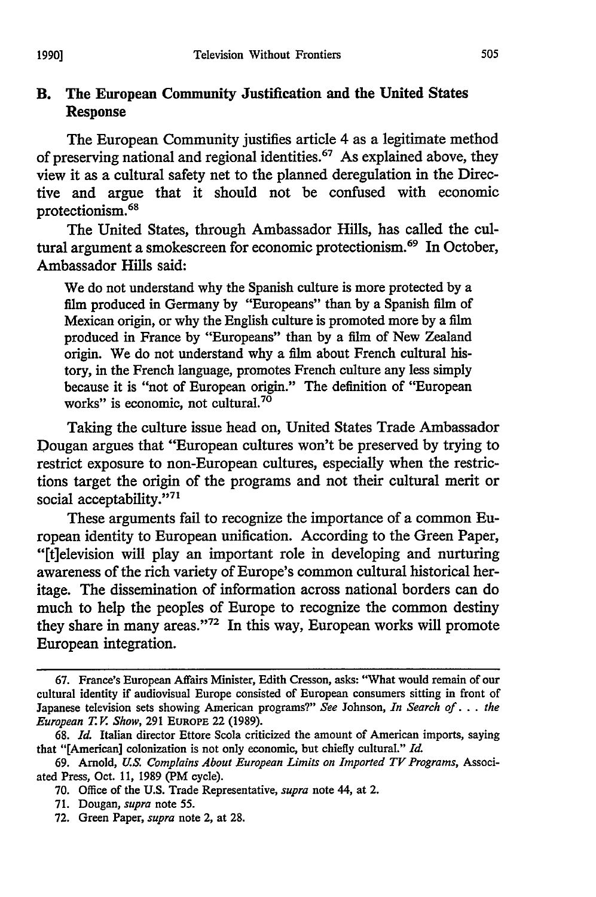## B. The European Community Justification and the United States Response

The European Community justifies article 4 as a legitimate method of preserving national and regional identities.[67] As explained above, they view it as a cultural safety net to the planned deregulation in the Directive and argue that it should not be confused with economic protectionism.[68]

The United States, through Ambassador Hills, has called the cultural argument a smokescreen for economic protectionism.[69] In October, Ambassador Hills said:

> We do not understand why the Spanish culture is more protected by a film produced in Germany by "Europeans" than by a Spanish film of Mexican origin, or why the English culture is promoted more by a film produced in France by "Europeans" than by a film of New Zealand origin. We do not understand why a film about French cultural history, in the French language, promotes French culture any less simply because it is "not of European origin." The definition of "European works" is economic, not cultural.[70]

Taking the culture issue head on, United States Trade Ambassador Dougan argues that "European cultures won't be preserved by trying to restrict exposure to non-European cultures, especially when the restrictions target the origin of the programs and not their cultural merit or social acceptability."[71]

These arguments fail to recognize the importance of a common European identity to European unification. According to the Green Paper, "[t]elevision will play an important role in developing and nurturing awareness of the rich variety of Europe's common cultural historical heritage. The dissemination of information across national borders can do much to help the peoples of Europe to recognize the common destiny they share in many areas."[72] In this way, European works will promote European integration.

---

67. France's European Affairs Minister, Edith Cresson, asks: "What would remain of our cultural identity if audiovisual Europe consisted of European consumers sitting in front of Japanese television sets showing American programs?" *See* Johnson, *In Search of . . . the European T.V. Show*, 291 EUROPE 22 (1989).

68. *Id.* Italian director Ettore Scola criticized the amount of American imports, saying that "[American] colonization is not only economic, but chiefly cultural." *Id.*

69. Arnold, *U.S. Complains About European Limits on Imported TV Programs*, Associated Press, Oct. 11, 1989 (PM cycle).

70. Office of the U.S. Trade Representative, *supra* note 44, at 2.

71. Dougan, *supra* note 55.

72. Green Paper, *supra* note 2, at 28.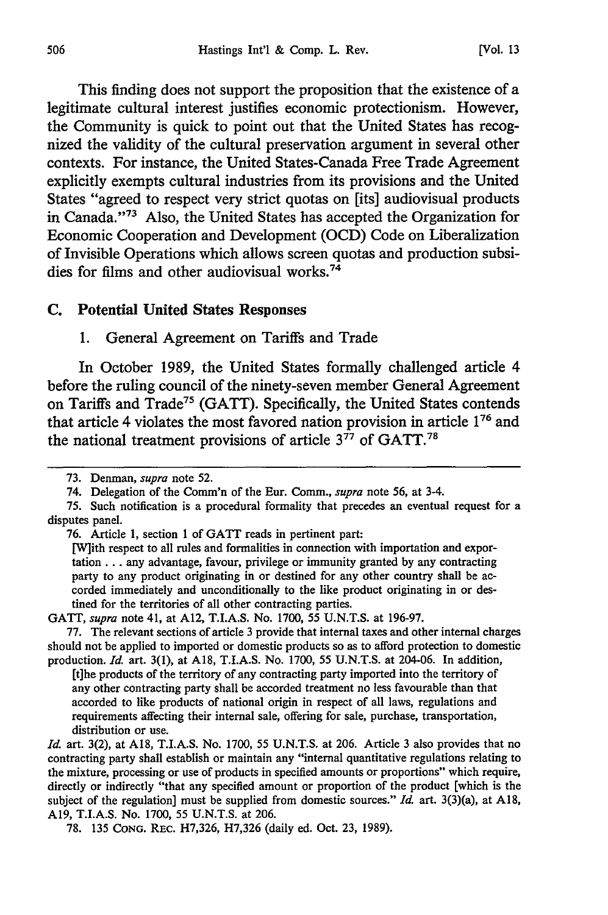This finding does not support the proposition that the existence of a legitimate cultural interest justifies economic protectionism. However, the Community is quick to point out that the United States has recognized the validity of the cultural preservation argument in several other contexts. For instance, the United States-Canada Free Trade Agreement explicitly exempts cultural industries from its provisions and the United States "agreed to respect very strict quotas on [its] audiovisual products in Canada."[73] Also, the United States has accepted the Organization for Economic Cooperation and Development (OCD) Code on Liberalization of Invisible Operations which allows screen quotas and production subsidies for films and other audiovisual works.[74]

### C. Potential United States Responses

#### 1. General Agreement on Tariffs and Trade

In October 1989, the United States formally challenged article 4 before the ruling council of the ninety-seven member General Agreement on Tariffs and Trade[75] (GATT). Specifically, the United States contends that article 4 violates the most favored nation provision in article 1[76] and the national treatment provisions of article 3[77] of GATT.[78]

---

73. Denman, *supra* note 52.

74. Delegation of the Comm'n of the Eur. Comm., *supra* note 56, at 3-4.

75. Such notification is a procedural formality that precedes an eventual request for a disputes panel.

76. Article 1, section 1 of GATT reads in pertinent part:

> [W]ith respect to all rules and formalities in connection with importation and exportation . . . any advantage, favour, privilege or immunity granted by any contracting party to any product originating in or destined for any other country shall be accorded immediately and unconditionally to the like product originating in or destined for the territories of all other contracting parties.

GATT, *supra* note 41, at A12, T.I.A.S. No. 1700, 55 U.N.T.S. at 196-97.

77. The relevant sections of article 3 provide that internal taxes and other internal charges should not be applied to imported or domestic products so as to afford protection to domestic production. *Id.* art. 3(1), at A18, T.I.A.S. No. 1700, 55 U.N.T.S. at 204-06. In addition,

> [t]he products of the territory of any contracting party imported into the territory of any other contracting party shall be accorded treatment no less favourable than that accorded to like products of national origin in respect of all laws, regulations and requirements affecting their internal sale, offering for sale, purchase, transportation, distribution or use.

*Id.* art. 3(2), at A18, T.I.A.S. No. 1700, 55 U.N.T.S. at 206. Article 3 also provides that no contracting party shall establish or maintain any "internal quantitative regulations relating to the mixture, processing or use of products in specified amounts or proportions" which require, directly or indirectly "that any specified amount or proportion of the product [which is the subject of the regulation] must be supplied from domestic sources." *Id.* art. 3(3)(a), at A18, A19, T.I.A.S. No. 1700, 55 U.N.T.S. at 206.

78. 135 CONG. REC. H7,326, H7,326 (daily ed. Oct. 23, 1989).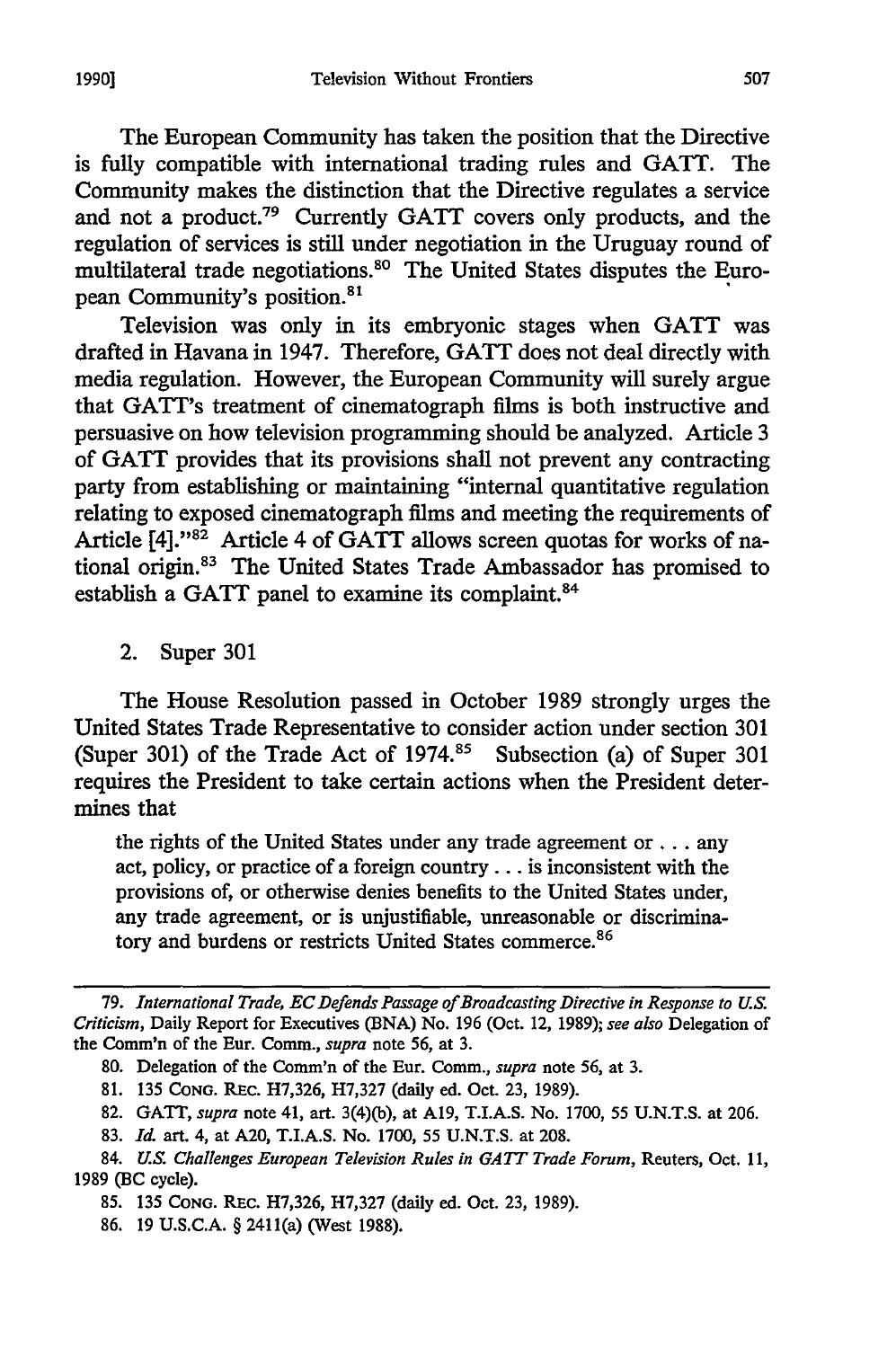The European Community has taken the position that the Directive is fully compatible with international trading rules and GATT. The Community makes the distinction that the Directive regulates a service and not a product.[79] Currently GATT covers only products, and the regulation of services is still under negotiation in the Uruguay round of multilateral trade negotiations.[80] The United States disputes the European Community's position.[81]

Television was only in its embryonic stages when GATT was drafted in Havana in 1947. Therefore, GATT does not deal directly with media regulation. However, the European Community will surely argue that GATT's treatment of cinematograph films is both instructive and persuasive on how television programming should be analyzed. Article 3 of GATT provides that its provisions shall not prevent any contracting party from establishing or maintaining "internal quantitative regulation relating to exposed cinematograph films and meeting the requirements of Article [4]."[82] Article 4 of GATT allows screen quotas for works of national origin.[83] The United States Trade Ambassador has promised to establish a GATT panel to examine its complaint.[84]

### 2. Super 301

The House Resolution passed in October 1989 strongly urges the United States Trade Representative to consider action under section 301 (Super 301) of the Trade Act of 1974.[85] Subsection (a) of Super 301 requires the President to take certain actions when the President determines that

> the rights of the United States under any trade agreement or . . . any act, policy, or practice of a foreign country . . . is inconsistent with the provisions of, or otherwise denies benefits to the United States under, any trade agreement, or is unjustifiable, unreasonable or discriminatory and burdens or restricts United States commerce.[86]

---

79. *International Trade, EC Defends Passage of Broadcasting Directive in Response to U.S. Criticism*, Daily Report for Executives (BNA) No. 196 (Oct. 12, 1989); *see also* Delegation of the Comm'n of the Eur. Comm., *supra* note 56, at 3.

80. Delegation of the Comm'n of the Eur. Comm., *supra* note 56, at 3.

81. 135 CONG. REC. H7,326, H7,327 (daily ed. Oct. 23, 1989).

82. GATT, *supra* note 41, art. 3(4)(b), at A19, T.I.A.S. No. 1700, 55 U.N.T.S. at 206.

83. *Id.* art. 4, at A20, T.I.A.S. No. 1700, 55 U.N.T.S. at 208.

84. *U.S. Challenges European Television Rules in GATT Trade Forum*, Reuters, Oct. 11, 1989 (BC cycle).

85. 135 CONG. REC. H7,326, H7,327 (daily ed. Oct. 23, 1989).

86. 19 U.S.C.A. § 2411(a) (West 1988).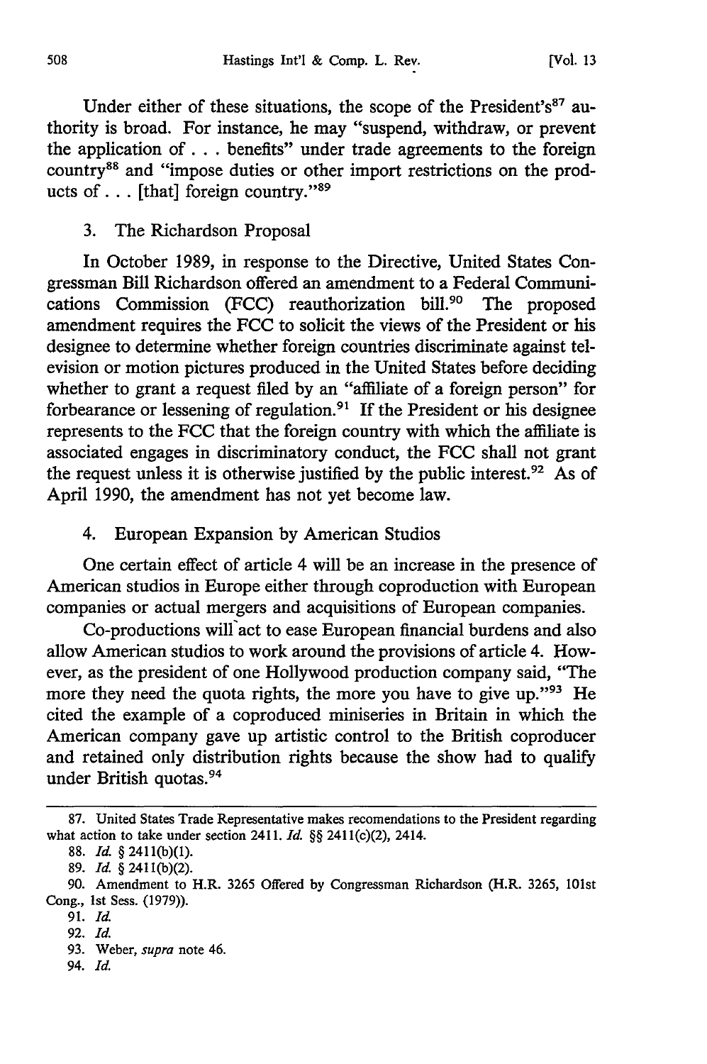Under either of these situations, the scope of the President's[87] authority is broad. For instance, he may "suspend, withdraw, or prevent the application of . . . benefits" under trade agreements to the foreign country[88] and "impose duties or other import restrictions on the products of . . . [that] foreign country."[89]

### 3. The Richardson Proposal

In October 1989, in response to the Directive, United States Congressman Bill Richardson offered an amendment to a Federal Communications Commission (FCC) reauthorization bill.[90] The proposed amendment requires the FCC to solicit the views of the President or his designee to determine whether foreign countries discriminate against television or motion pictures produced in the United States before deciding whether to grant a request filed by an "affiliate of a foreign person" for forbearance or lessening of regulation.[91] If the President or his designee represents to the FCC that the foreign country with which the affiliate is associated engages in discriminatory conduct, the FCC shall not grant the request unless it is otherwise justified by the public interest.[92] As of April 1990, the amendment has not yet become law.

### 4. European Expansion by American Studios

One certain effect of article 4 will be an increase in the presence of American studios in Europe either through coproduction with European companies or actual mergers and acquisitions of European companies.

Co-productions will act to ease European financial burdens and also allow American studios to work around the provisions of article 4. However, as the president of one Hollywood production company said, "The more they need the quota rights, the more you have to give up."[93] He cited the example of a coproduced miniseries in Britain in which the American company gave up artistic control to the British coproducer and retained only distribution rights because the show had to qualify under British quotas.[94]

---

87. United States Trade Representative makes recomendations to the President regarding what action to take under section 2411. *Id.* §§ 2411(c)(2), 2414.

88. *Id.* § 2411(b)(1).

89. *Id.* § 2411(b)(2).

90. Amendment to H.R. 3265 Offered by Congressman Richardson (H.R. 3265, 101st Cong., 1st Sess. (1979)).

91. *Id.*

92. *Id.*

93. Weber, *supra* note 46.

94. *Id.*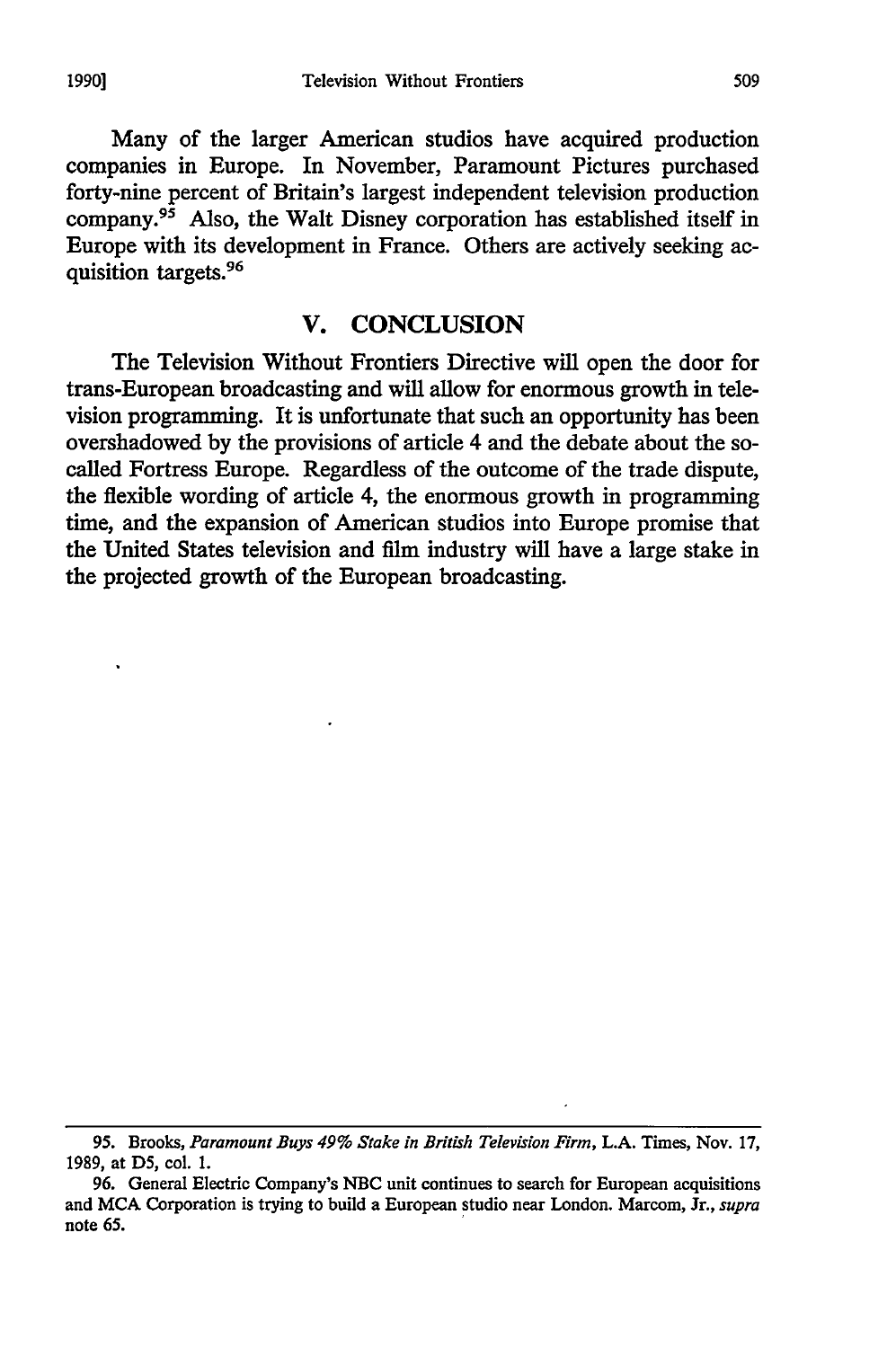Many of the larger American studios have acquired production companies in Europe. In November, Paramount Pictures purchased forty-nine percent of Britain's largest independent television production company.[95] Also, the Walt Disney corporation has established itself in Europe with its development in France. Others are actively seeking acquisition targets.[96]

## V. CONCLUSION

The Television Without Frontiers Directive will open the door for trans-European broadcasting and will allow for enormous growth in television programming. It is unfortunate that such an opportunity has been overshadowed by the provisions of article 4 and the debate about the so-called Fortress Europe. Regardless of the outcome of the trade dispute, the flexible wording of article 4, the enormous growth in programming time, and the expansion of American studios into Europe promise that the United States television and film industry will have a large stake in the projected growth of the European broadcasting.

---

95. Brooks, *Paramount Buys 49% Stake in British Television Firm*, L.A. Times, Nov. 17, 1989, at D5, col. 1.

96. General Electric Company's NBC unit continues to search for European acquisitions and MCA Corporation is trying to build a European studio near London. Marcom, Jr., *supra* note 65.